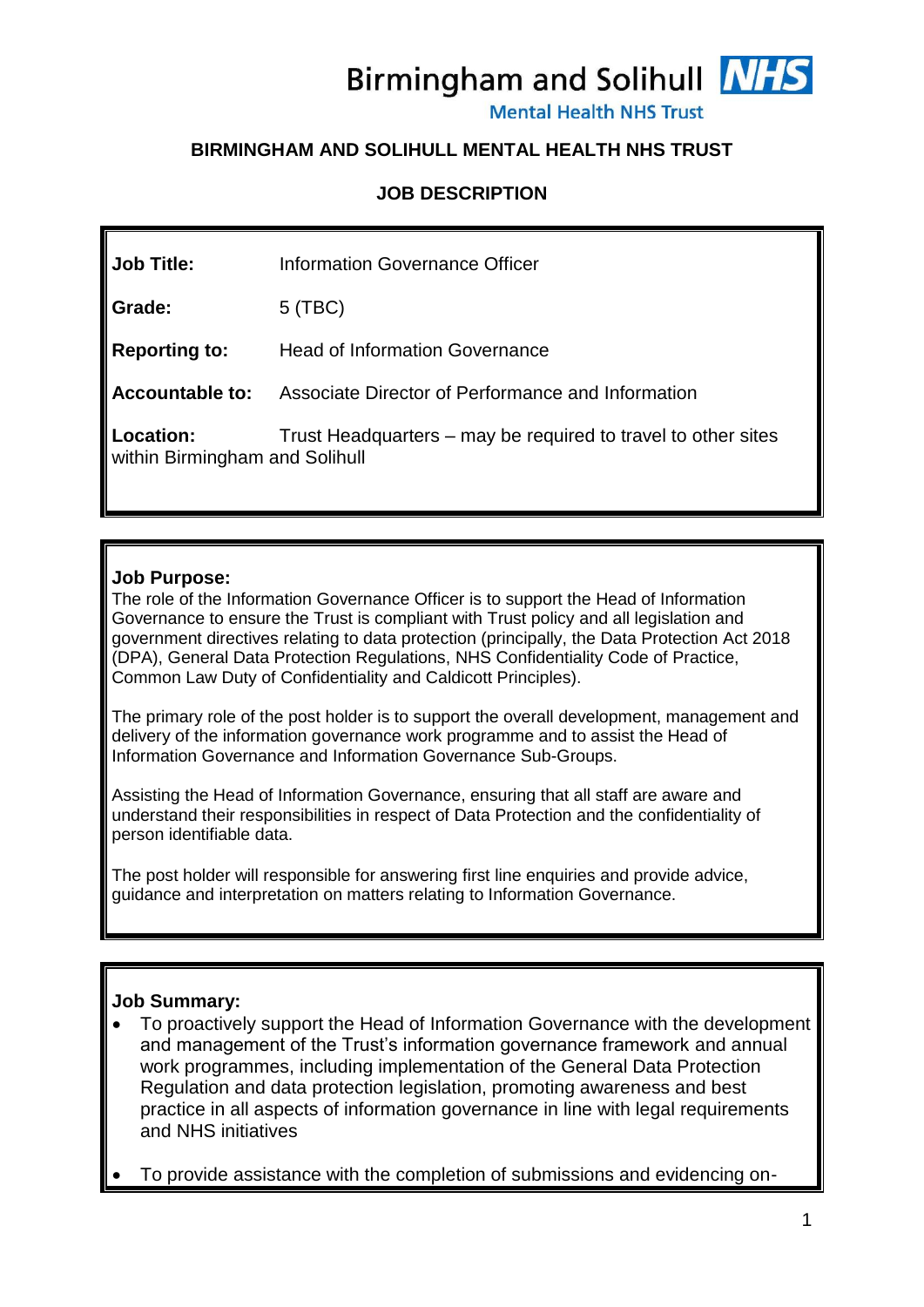Birmingham and Solihull NHS
Mental Health NHS Trust

# BIRMINGHAM AND SOLIHULL MENTAL HEALTH NHS TRUST

## JOB DESCRIPTION

| | |
|---|---|
| **Job Title:** | Information Governance Officer |
| **Grade:** | 5 (TBC) |
| **Reporting to:** | Head of Information Governance |
| **Accountable to:** | Associate Director of Performance and Information |
| **Location:** | Trust Headquarters – may be required to travel to other sites within Birmingham and Solihull |

**Job Purpose:**

The role of the Information Governance Officer is to support the Head of Information Governance to ensure the Trust is compliant with Trust policy and all legislation and government directives relating to data protection (principally, the Data Protection Act 2018 (DPA), General Data Protection Regulations, NHS Confidentiality Code of Practice, Common Law Duty of Confidentiality and Caldicott Principles).

The primary role of the post holder is to support the overall development, management and delivery of the information governance work programme and to assist the Head of Information Governance and Information Governance Sub-Groups.

Assisting the Head of Information Governance, ensuring that all staff are aware and understand their responsibilities in respect of Data Protection and the confidentiality of person identifiable data.

The post holder will responsible for answering first line enquiries and provide advice, guidance and interpretation on matters relating to Information Governance.

**Job Summary:**

- To proactively support the Head of Information Governance with the development and management of the Trust's information governance framework and annual work programmes, including implementation of the General Data Protection Regulation and data protection legislation, promoting awareness and best practice in all aspects of information governance in line with legal requirements and NHS initiatives
- To provide assistance with the completion of submissions and evidencing on-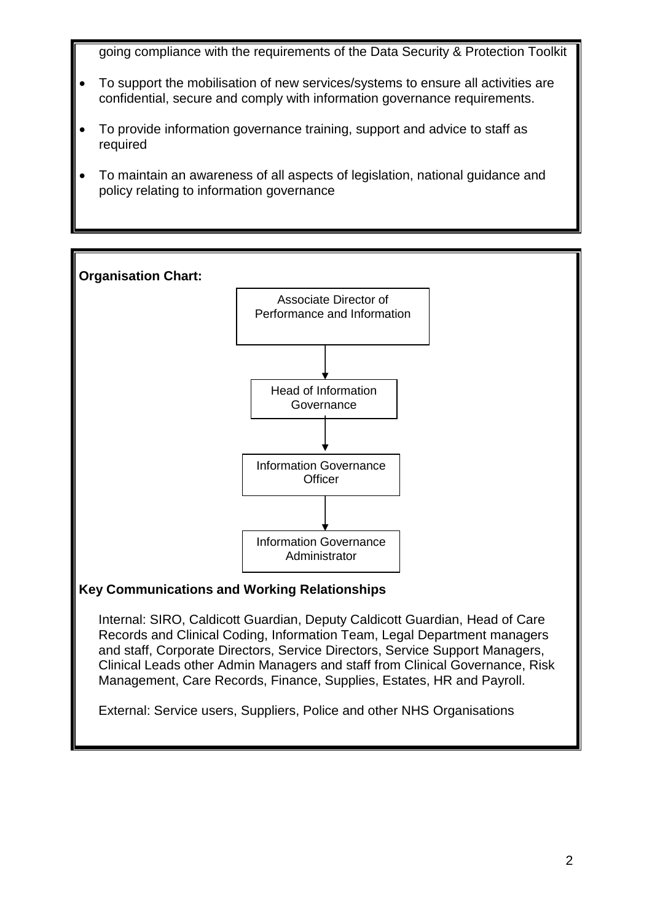going compliance with the requirements of the Data Security & Protection Toolkit

- To support the mobilisation of new services/systems to ensure all activities are confidential, secure and comply with information governance requirements.
- To provide information governance training, support and advice to staff as required
- To maintain an awareness of all aspects of legislation, national guidance and policy relating to information governance

**Organisation Chart:**

Associate Director of Performance and Information
↓
Head of Information Governance
↓
Information Governance Officer
↓
Information Governance Administrator

**Key Communications and Working Relationships**

Internal: SIRO, Caldicott Guardian, Deputy Caldicott Guardian, Head of Care Records and Clinical Coding, Information Team, Legal Department managers and staff, Corporate Directors, Service Directors, Service Support Managers, Clinical Leads other Admin Managers and staff from Clinical Governance, Risk Management, Care Records, Finance, Supplies, Estates, HR and Payroll.

External: Service users, Suppliers, Police and other NHS Organisations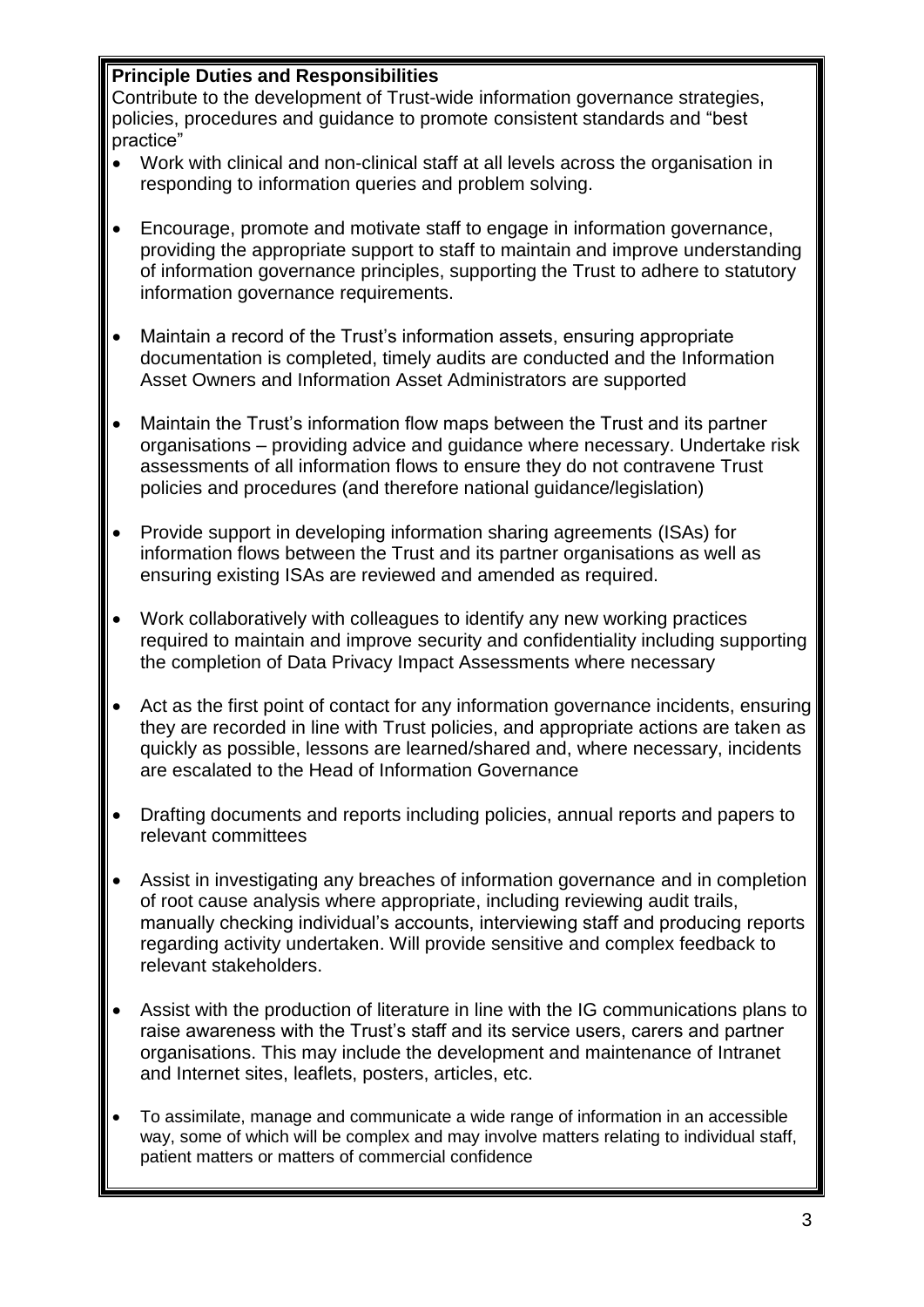**Principle Duties and Responsibilities**

Contribute to the development of Trust-wide information governance strategies, policies, procedures and guidance to promote consistent standards and "best practice"

- Work with clinical and non-clinical staff at all levels across the organisation in responding to information queries and problem solving.
- Encourage, promote and motivate staff to engage in information governance, providing the appropriate support to staff to maintain and improve understanding of information governance principles, supporting the Trust to adhere to statutory information governance requirements.
- Maintain a record of the Trust's information assets, ensuring appropriate documentation is completed, timely audits are conducted and the Information Asset Owners and Information Asset Administrators are supported
- Maintain the Trust's information flow maps between the Trust and its partner organisations – providing advice and guidance where necessary. Undertake risk assessments of all information flows to ensure they do not contravene Trust policies and procedures (and therefore national guidance/legislation)
- Provide support in developing information sharing agreements (ISAs) for information flows between the Trust and its partner organisations as well as ensuring existing ISAs are reviewed and amended as required.
- Work collaboratively with colleagues to identify any new working practices required to maintain and improve security and confidentiality including supporting the completion of Data Privacy Impact Assessments where necessary
- Act as the first point of contact for any information governance incidents, ensuring they are recorded in line with Trust policies, and appropriate actions are taken as quickly as possible, lessons are learned/shared and, where necessary, incidents are escalated to the Head of Information Governance
- Drafting documents and reports including policies, annual reports and papers to relevant committees
- Assist in investigating any breaches of information governance and in completion of root cause analysis where appropriate, including reviewing audit trails, manually checking individual's accounts, interviewing staff and producing reports regarding activity undertaken. Will provide sensitive and complex feedback to relevant stakeholders.
- Assist with the production of literature in line with the IG communications plans to raise awareness with the Trust's staff and its service users, carers and partner organisations. This may include the development and maintenance of Intranet and Internet sites, leaflets, posters, articles, etc.
- To assimilate, manage and communicate a wide range of information in an accessible way, some of which will be complex and may involve matters relating to individual staff, patient matters or matters of commercial confidence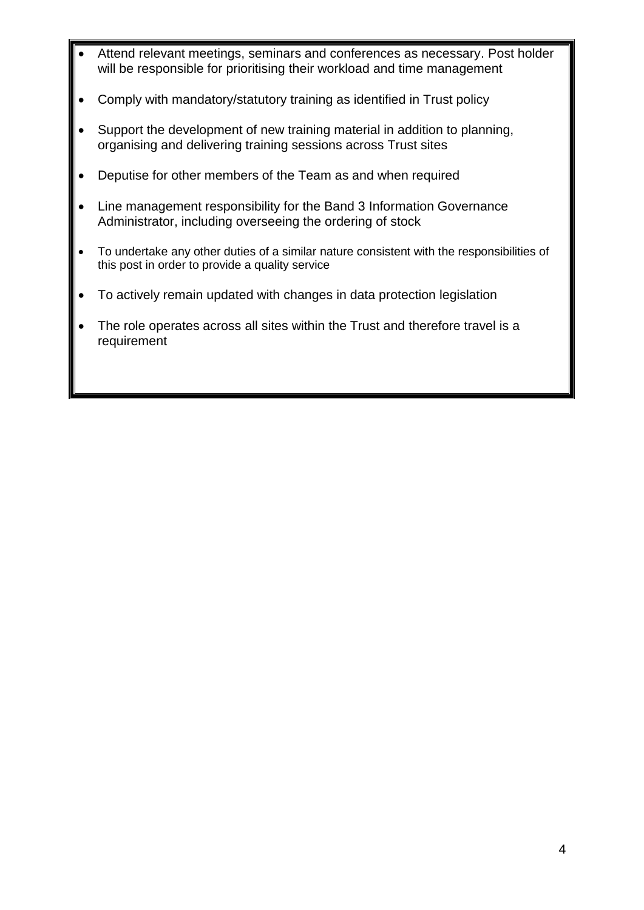- Attend relevant meetings, seminars and conferences as necessary. Post holder will be responsible for prioritising their workload and time management
- Comply with mandatory/statutory training as identified in Trust policy
- Support the development of new training material in addition to planning, organising and delivering training sessions across Trust sites
- Deputise for other members of the Team as and when required
- Line management responsibility for the Band 3 Information Governance Administrator, including overseeing the ordering of stock
- To undertake any other duties of a similar nature consistent with the responsibilities of this post in order to provide a quality service
- To actively remain updated with changes in data protection legislation
- The role operates across all sites within the Trust and therefore travel is a requirement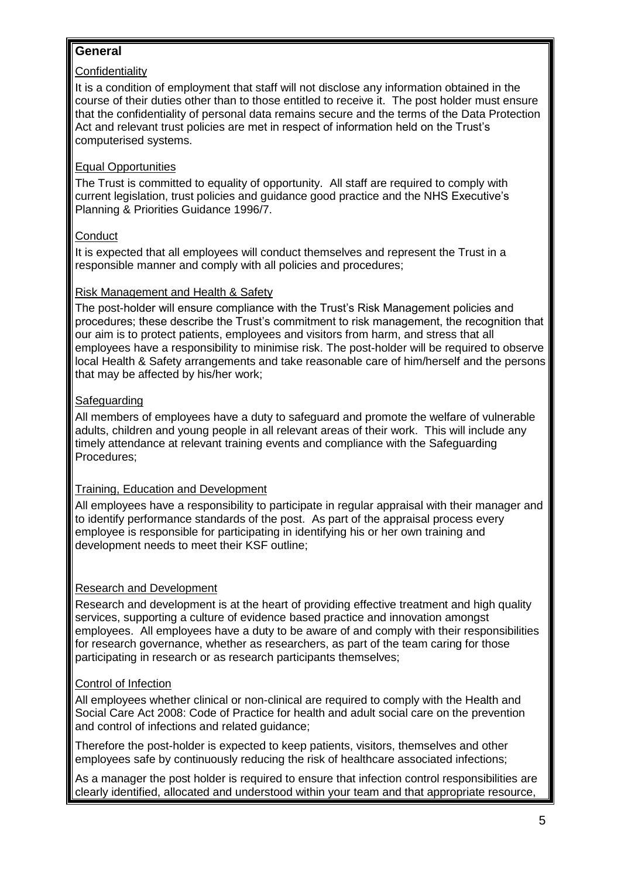**General**

Confidentiality

It is a condition of employment that staff will not disclose any information obtained in the course of their duties other than to those entitled to receive it. The post holder must ensure that the confidentiality of personal data remains secure and the terms of the Data Protection Act and relevant trust policies are met in respect of information held on the Trust's computerised systems.

Equal Opportunities

The Trust is committed to equality of opportunity. All staff are required to comply with current legislation, trust policies and guidance good practice and the NHS Executive's Planning & Priorities Guidance 1996/7.

Conduct

It is expected that all employees will conduct themselves and represent the Trust in a responsible manner and comply with all policies and procedures;

Risk Management and Health & Safety

The post-holder will ensure compliance with the Trust's Risk Management policies and procedures; these describe the Trust's commitment to risk management, the recognition that our aim is to protect patients, employees and visitors from harm, and stress that all employees have a responsibility to minimise risk. The post-holder will be required to observe local Health & Safety arrangements and take reasonable care of him/herself and the persons that may be affected by his/her work;

Safeguarding

All members of employees have a duty to safeguard and promote the welfare of vulnerable adults, children and young people in all relevant areas of their work. This will include any timely attendance at relevant training events and compliance with the Safeguarding Procedures;

Training, Education and Development

All employees have a responsibility to participate in regular appraisal with their manager and to identify performance standards of the post. As part of the appraisal process every employee is responsible for participating in identifying his or her own training and development needs to meet their KSF outline;

Research and Development

Research and development is at the heart of providing effective treatment and high quality services, supporting a culture of evidence based practice and innovation amongst employees. All employees have a duty to be aware of and comply with their responsibilities for research governance, whether as researchers, as part of the team caring for those participating in research or as research participants themselves;

Control of Infection

All employees whether clinical or non-clinical are required to comply with the Health and Social Care Act 2008: Code of Practice for health and adult social care on the prevention and control of infections and related guidance;

Therefore the post-holder is expected to keep patients, visitors, themselves and other employees safe by continuously reducing the risk of healthcare associated infections;

As a manager the post holder is required to ensure that infection control responsibilities are clearly identified, allocated and understood within your team and that appropriate resource,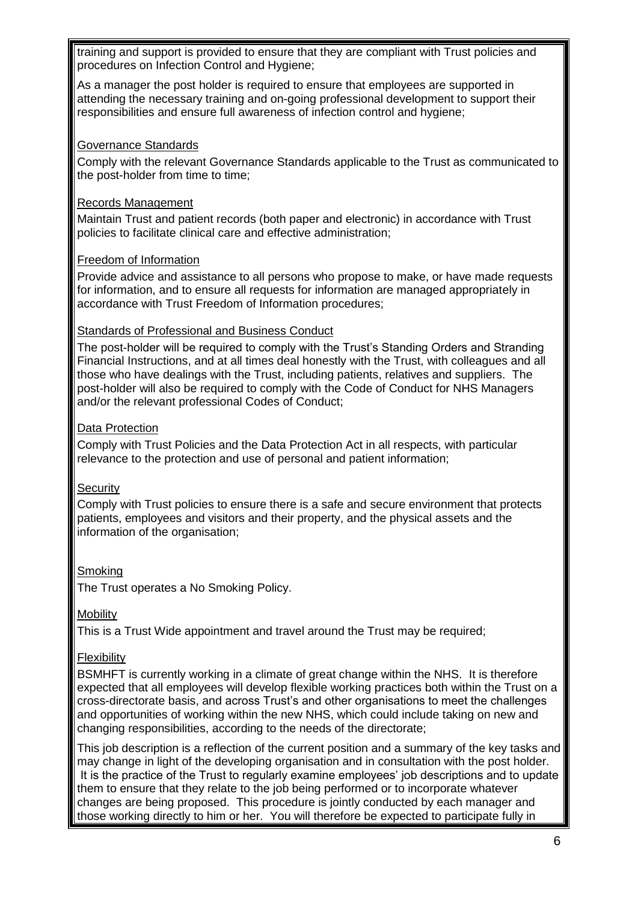training and support is provided to ensure that they are compliant with Trust policies and procedures on Infection Control and Hygiene;

As a manager the post holder is required to ensure that employees are supported in attending the necessary training and on-going professional development to support their responsibilities and ensure full awareness of infection control and hygiene;

Governance Standards

Comply with the relevant Governance Standards applicable to the Trust as communicated to the post-holder from time to time;

Records Management

Maintain Trust and patient records (both paper and electronic) in accordance with Trust policies to facilitate clinical care and effective administration;

Freedom of Information

Provide advice and assistance to all persons who propose to make, or have made requests for information, and to ensure all requests for information are managed appropriately in accordance with Trust Freedom of Information procedures;

Standards of Professional and Business Conduct

The post-holder will be required to comply with the Trust's Standing Orders and Stranding Financial Instructions, and at all times deal honestly with the Trust, with colleagues and all those who have dealings with the Trust, including patients, relatives and suppliers. The post-holder will also be required to comply with the Code of Conduct for NHS Managers and/or the relevant professional Codes of Conduct;

Data Protection

Comply with Trust Policies and the Data Protection Act in all respects, with particular relevance to the protection and use of personal and patient information;

Security

Comply with Trust policies to ensure there is a safe and secure environment that protects patients, employees and visitors and their property, and the physical assets and the information of the organisation;

Smoking

The Trust operates a No Smoking Policy.

Mobility

This is a Trust Wide appointment and travel around the Trust may be required;

Flexibility

BSMHFT is currently working in a climate of great change within the NHS. It is therefore expected that all employees will develop flexible working practices both within the Trust on a cross-directorate basis, and across Trust's and other organisations to meet the challenges and opportunities of working within the new NHS, which could include taking on new and changing responsibilities, according to the needs of the directorate;

This job description is a reflection of the current position and a summary of the key tasks and may change in light of the developing organisation and in consultation with the post holder. It is the practice of the Trust to regularly examine employees' job descriptions and to update them to ensure that they relate to the job being performed or to incorporate whatever changes are being proposed. This procedure is jointly conducted by each manager and those working directly to him or her. You will therefore be expected to participate fully in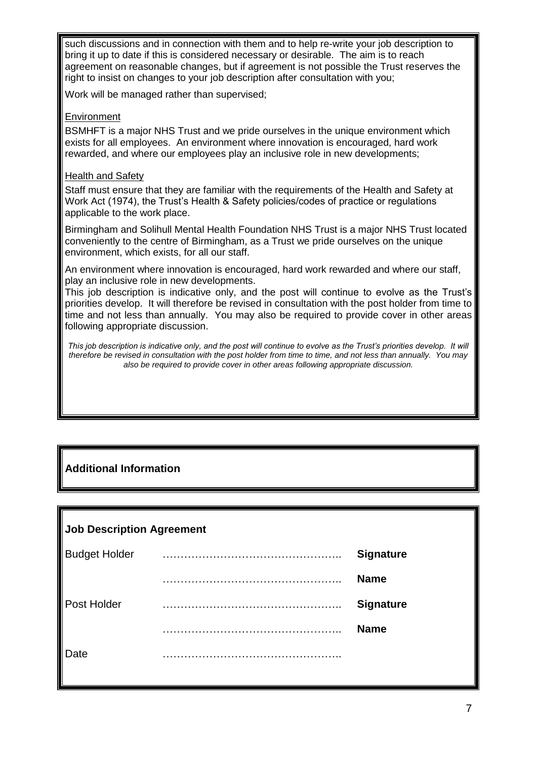such discussions and in connection with them and to help re-write your job description to bring it up to date if this is considered necessary or desirable. The aim is to reach agreement on reasonable changes, but if agreement is not possible the Trust reserves the right to insist on changes to your job description after consultation with you;

Work will be managed rather than supervised;

Environment

BSMHFT is a major NHS Trust and we pride ourselves in the unique environment which exists for all employees. An environment where innovation is encouraged, hard work rewarded, and where our employees play an inclusive role in new developments;

Health and Safety

Staff must ensure that they are familiar with the requirements of the Health and Safety at Work Act (1974), the Trust's Health & Safety policies/codes of practice or regulations applicable to the work place.

Birmingham and Solihull Mental Health Foundation NHS Trust is a major NHS Trust located conveniently to the centre of Birmingham, as a Trust we pride ourselves on the unique environment, which exists, for all our staff.

An environment where innovation is encouraged, hard work rewarded and where our staff, play an inclusive role in new developments.

This job description is indicative only, and the post will continue to evolve as the Trust's priorities develop. It will therefore be revised in consultation with the post holder from time to time and not less than annually. You may also be required to provide cover in other areas following appropriate discussion.

*This job description is indicative only, and the post will continue to evolve as the Trust's priorities develop. It will therefore be revised in consultation with the post holder from time to time, and not less than annually. You may also be required to provide cover in other areas following appropriate discussion.*

## Additional Information

## Job Description Agreement

| | | |
|---|---|---|
| Budget Holder | ………………………………………….. | **Signature** |
| | ………………………………………….. | **Name** |
| Post Holder | ………………………………………….. | **Signature** |
| | ………………………………………….. | **Name** |
| Date | ………………………………………….. | |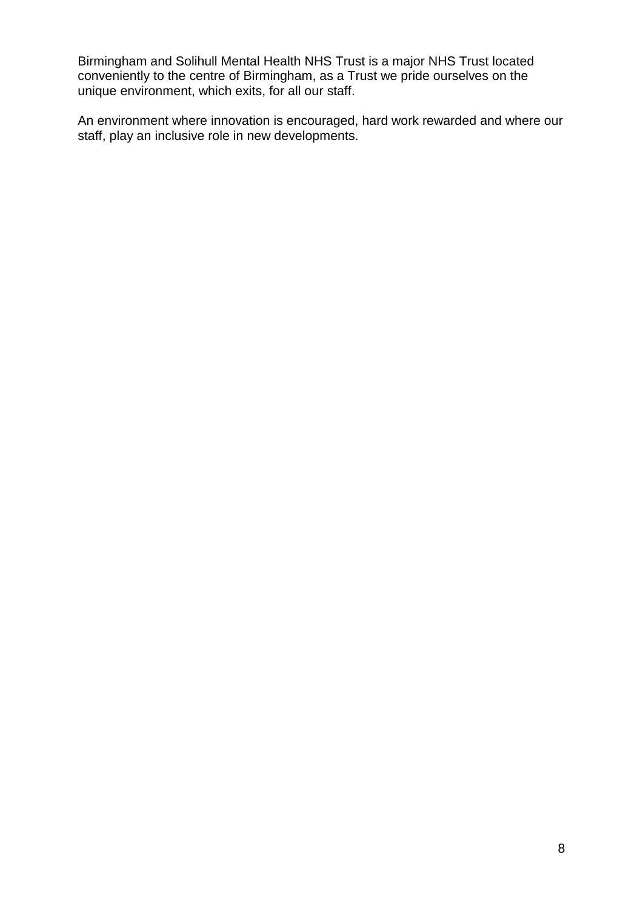Birmingham and Solihull Mental Health NHS Trust is a major NHS Trust located conveniently to the centre of Birmingham, as a Trust we pride ourselves on the unique environment, which exits, for all our staff.

An environment where innovation is encouraged, hard work rewarded and where our staff, play an inclusive role in new developments.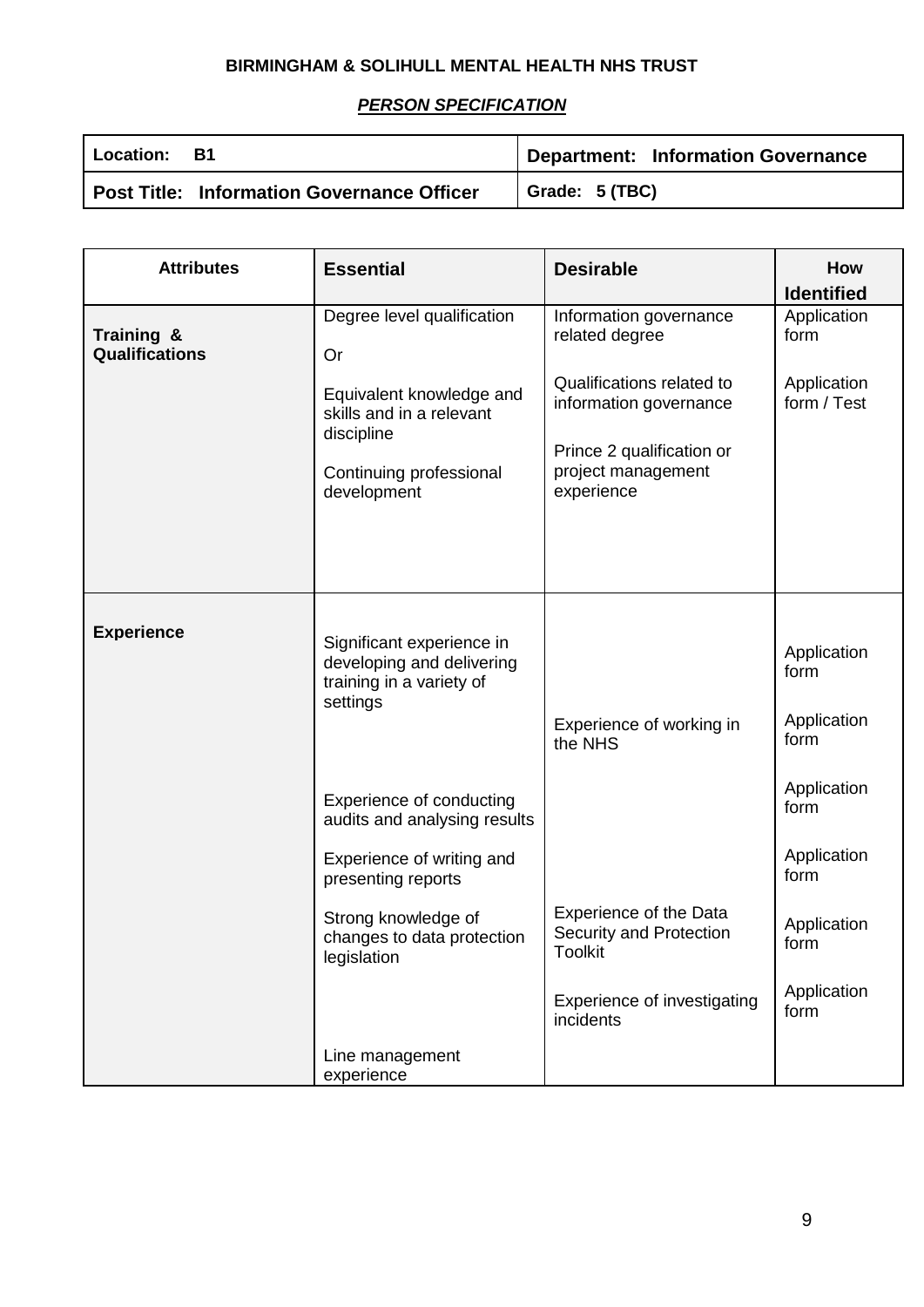**BIRMINGHAM & SOLIHULL MENTAL HEALTH NHS TRUST**

***PERSON SPECIFICATION***

| **Location: B1** | **Department: Information Governance** |
|---|---|
| **Post Title: Information Governance Officer** | **Grade: 5 (TBC)** |

| **Attributes** | **Essential** | **Desirable** | **How Identified** |
|---|---|---|---|
| **Training & Qualifications** | Degree level qualification<br><br>Or<br><br>Equivalent knowledge and skills and in a relevant discipline<br><br>Continuing professional development | Information governance related degree<br><br>Qualifications related to information governance<br><br>Prince 2 qualification or project management experience | Application form<br><br>Application form / Test |
| **Experience** | Significant experience in developing and delivering training in a variety of settings | | Application form |
| | | Experience of working in the NHS | Application form |
| | Experience of conducting audits and analysing results | | Application form |
| | Experience of writing and presenting reports | | Application form |
| | Strong knowledge of changes to data protection legislation | Experience of the Data Security and Protection Toolkit | Application form |
| | | Experience of investigating incidents | Application form |
| | Line management experience | | |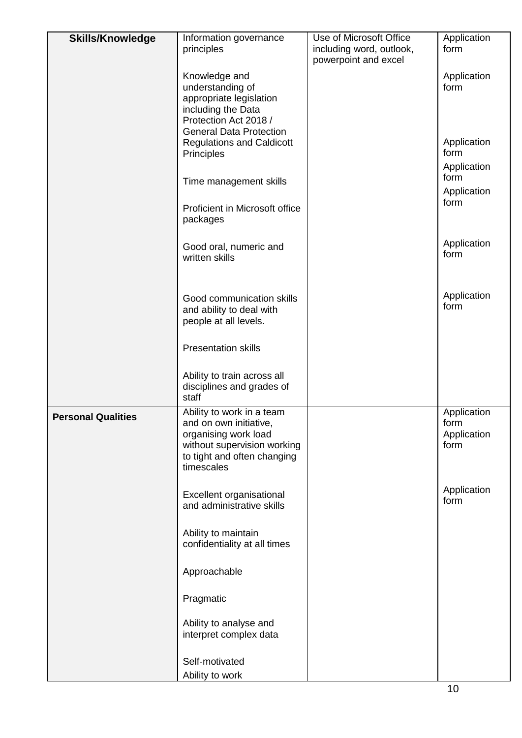| Skills/Knowledge | Information governance principles<br><br>Knowledge and understanding of appropriate legislation including the Data Protection Act 2018 / General Data Protection Regulations and Caldicott Principles<br><br>Time management skills<br><br>Proficient in Microsoft office packages<br><br>Good oral, numeric and written skills<br><br>Good communication skills and ability to deal with people at all levels.<br><br>Presentation skills<br><br>Ability to train across all disciplines and grades of staff | Use of Microsoft Office including word, outlook, powerpoint and excel | Application form<br><br>Application form<br><br>Application form<br>Application form<br>Application form<br><br>Application form<br><br>Application form |
|---|---|---|---|
| **Personal Qualities** | Ability to work in a team and on own initiative, organising work load without supervision working to tight and often changing timescales<br><br>Excellent organisational and administrative skills<br><br>Ability to maintain confidentiality at all times<br><br>Approachable<br><br>Pragmatic<br><br>Ability to analyse and interpret complex data<br><br>Self-motivated<br>Ability to work | | Application form<br>Application form<br><br>Application form |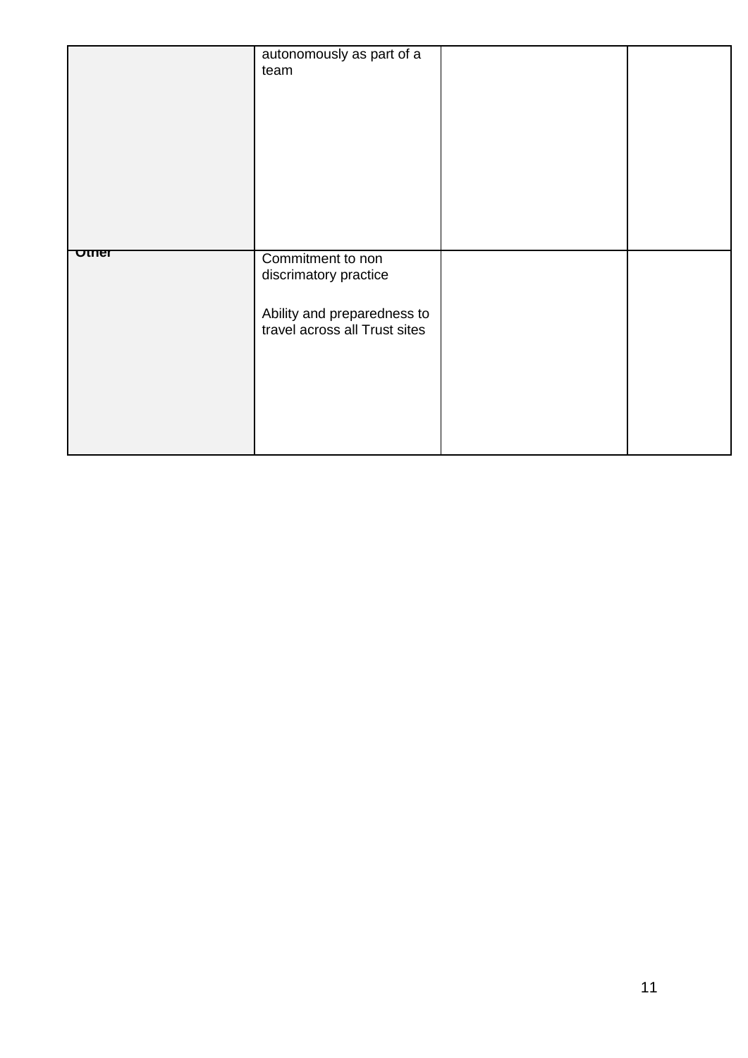| | | | |
|---|---|---|---|
| | autonomously as part of a team | | |
| **Other** | Commitment to non discrimatory practice<br><br>Ability and preparedness to travel across all Trust sites | | |